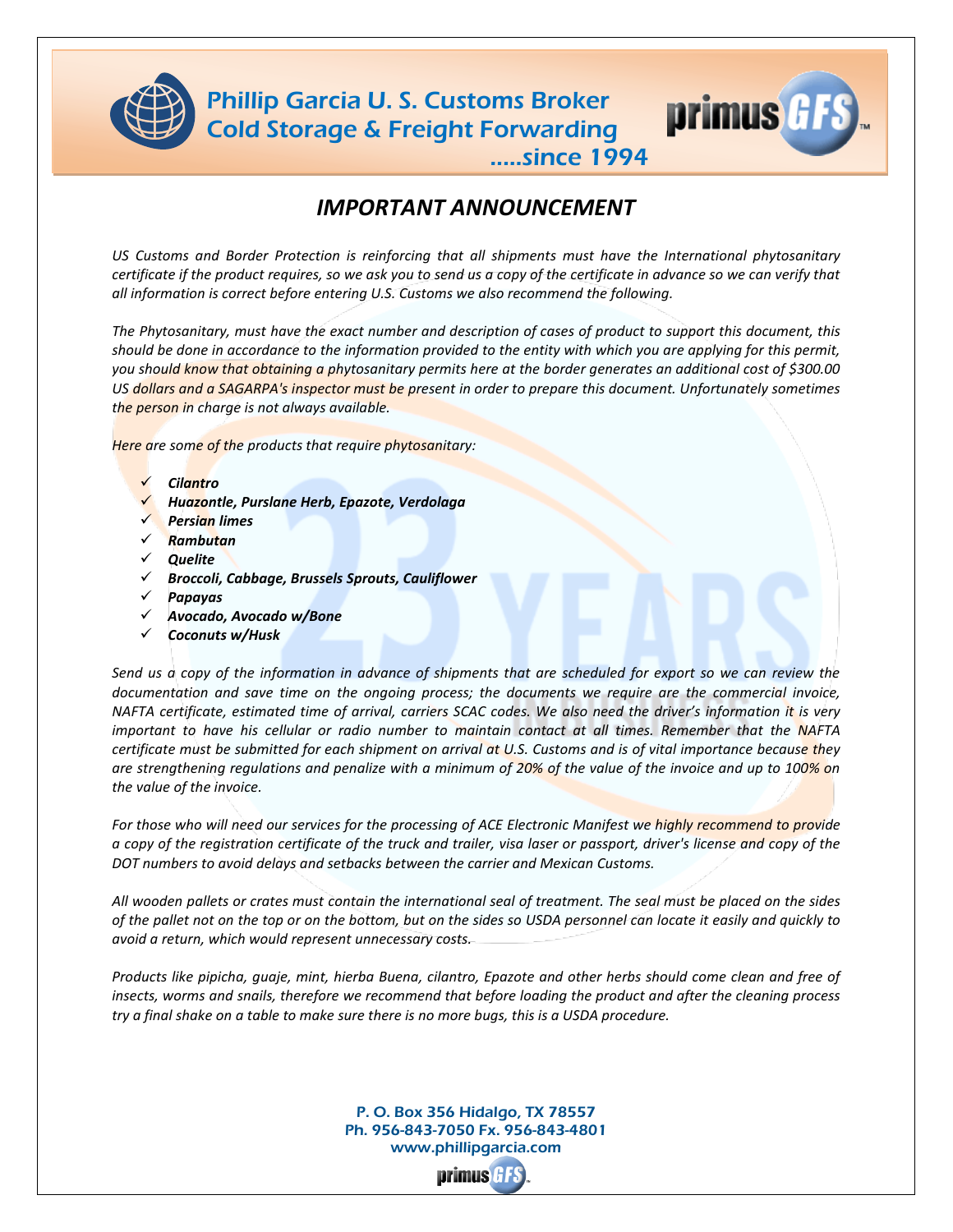Phillip Garcia U. S. Customs Broker
Cold Storage & Freight Forwarding
.....since 1994

# *IMPORTANT ANNOUNCEMENT*

*US Customs and Border Protection is reinforcing that all shipments must have the International phytosanitary certificate if the product requires, so we ask you to send us a copy of the certificate in advance so we can verify that all information is correct before entering U.S. Customs we also recommend the following.*

*The Phytosanitary, must have the exact number and description of cases of product to support this document, this should be done in accordance to the information provided to the entity with which you are applying for this permit, you should know that obtaining a phytosanitary permits here at the border generates an additional cost of $300.00 US dollars and a SAGARPA's inspector must be present in order to prepare this document. Unfortunately sometimes the person in charge is not always available.*

*Here are some of the products that require phytosanitary:*

- ***Cilantro***
- ***Huazontle, Purslane Herb, Epazote, Verdolaga***
- ***Persian limes***
- ***Rambutan***
- ***Quelite***
- ***Broccoli, Cabbage, Brussels Sprouts, Cauliflower***
- ***Papayas***
- ***Avocado, Avocado w/Bone***
- ***Coconuts w/Husk***

*Send us a copy of the information in advance of shipments that are scheduled for export so we can review the documentation and save time on the ongoing process; the documents we require are the commercial invoice, NAFTA certificate, estimated time of arrival, carriers SCAC codes. We also need the driver's information it is very important to have his cellular or radio number to maintain contact at all times. Remember that the NAFTA certificate must be submitted for each shipment on arrival at U.S. Customs and is of vital importance because they are strengthening regulations and penalize with a minimum of 20% of the value of the invoice and up to 100% on the value of the invoice.*

*For those who will need our services for the processing of ACE Electronic Manifest we highly recommend to provide a copy of the registration certificate of the truck and trailer, visa laser or passport, driver's license and copy of the DOT numbers to avoid delays and setbacks between the carrier and Mexican Customs.*

*All wooden pallets or crates must contain the international seal of treatment. The seal must be placed on the sides of the pallet not on the top or on the bottom, but on the sides so USDA personnel can locate it easily and quickly to avoid a return, which would represent unnecessary costs.*

*Products like pipicha, guaje, mint, hierba Buena, cilantro, Epazote and other herbs should come clean and free of insects, worms and snails, therefore we recommend that before loading the product and after the cleaning process try a final shake on a table to make sure there is no more bugs, this is a USDA procedure.*

P. O. Box 356 Hidalgo, TX 78557
Ph. 956-843-7050 Fx. 956-843-4801
www.phillipgarcia.com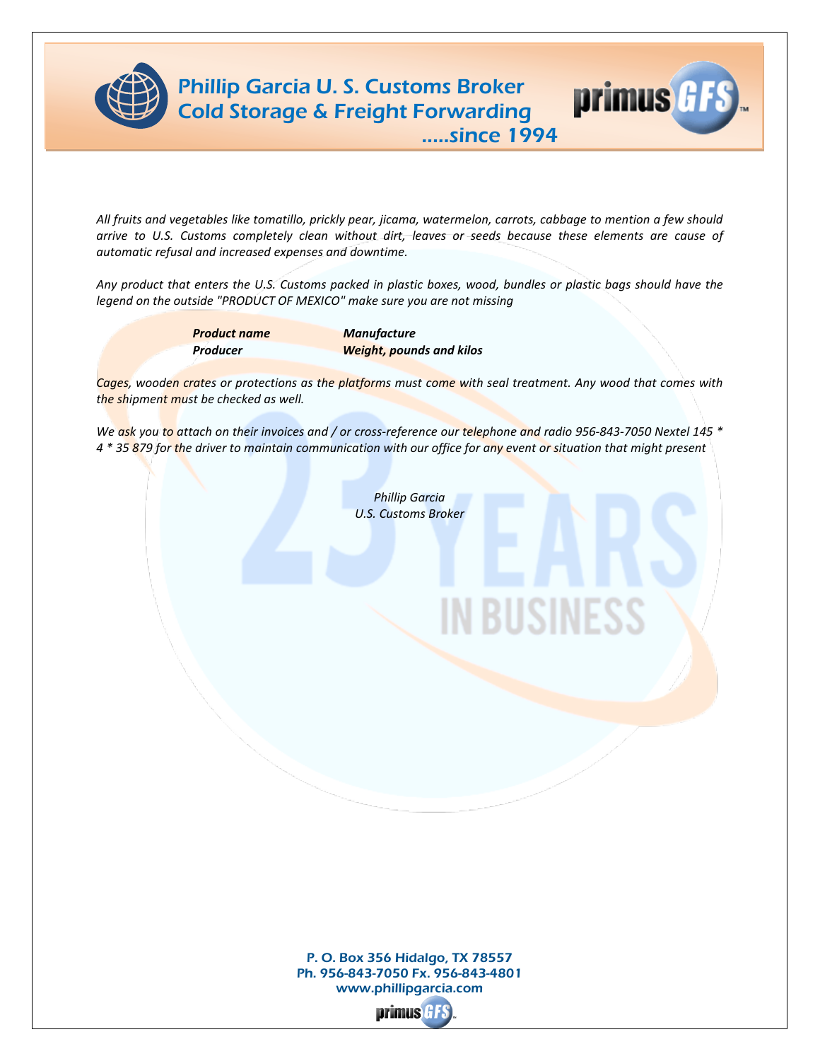# Phillip Garcia U. S. Customs Broker
# Cold Storage & Freight Forwarding
## .....since 1994

*All fruits and vegetables like tomatillo, prickly pear, jicama, watermelon, carrots, cabbage to mention a few should arrive to U.S. Customs completely clean without dirt, leaves or seeds because these elements are cause of automatic refusal and increased expenses and downtime.*

*Any product that enters the U.S. Customs packed in plastic boxes, wood, bundles or plastic bags should have the legend on the outside "PRODUCT OF MEXICO" make sure you are not missing*

| | |
|---|---|
| ***Product name*** | ***Manufacture*** |
| ***Producer*** | ***Weight, pounds and kilos*** |

*Cages, wooden crates or protections as the platforms must come with seal treatment. Any wood that comes with the shipment must be checked as well.*

*We ask you to attach on their invoices and / or cross-reference our telephone and radio 956-843-7050 Nextel 145 * 4 * 35 879 for the driver to maintain communication with our office for any event or situation that might present*

*Phillip Garcia*
*U.S. Customs Broker*

P. O. Box 356 Hidalgo, TX 78557
Ph. 956-843-7050 Fx. 956-843-4801
www.phillipgarcia.com